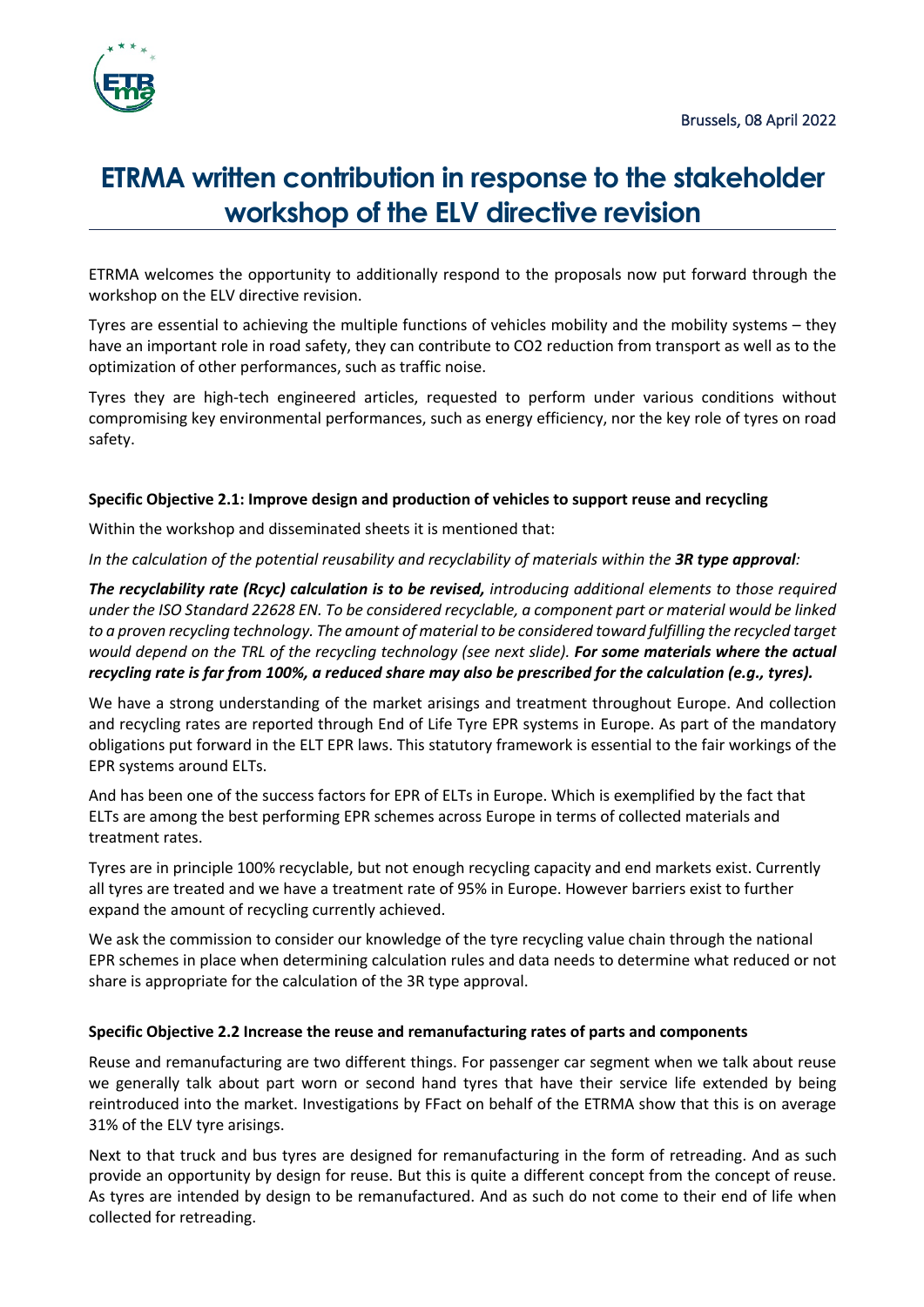Brussels, 08 April 2022

# ETRMA written contribution in response to the stakeholder workshop of the ELV directive revision

ETRMA welcomes the opportunity to additionally respond to the proposals now put forward through the workshop on the ELV directive revision.

Tyres are essential to achieving the multiple functions of vehicles mobility and the mobility systems – they have an important role in road safety, they can contribute to CO2 reduction from transport as well as to the optimization of other performances, such as traffic noise.

Tyres they are high-tech engineered articles, requested to perform under various conditions without compromising key environmental performances, such as energy efficiency, nor the key role of tyres on road safety.

### Specific Objective 2.1: Improve design and production of vehicles to support reuse and recycling

Within the workshop and disseminated sheets it is mentioned that:

*In the calculation of the potential reusability and recyclability of materials within the **3R type approval**:*

***The recyclability rate (Rcyc) calculation is to be revised,** introducing additional elements to those required under the ISO Standard 22628 EN. To be considered recyclable, a component part or material would be linked to a proven recycling technology. The amount of material to be considered toward fulfilling the recycled target would depend on the TRL of the recycling technology (see next slide). **For some materials where the actual recycling rate is far from 100%, a reduced share may also be prescribed for the calculation (e.g., tyres).***

We have a strong understanding of the market arisings and treatment throughout Europe. And collection and recycling rates are reported through End of Life Tyre EPR systems in Europe. As part of the mandatory obligations put forward in the ELT EPR laws. This statutory framework is essential to the fair workings of the EPR systems around ELTs.

And has been one of the success factors for EPR of ELTs in Europe. Which is exemplified by the fact that ELTs are among the best performing EPR schemes across Europe in terms of collected materials and treatment rates.

Tyres are in principle 100% recyclable, but not enough recycling capacity and end markets exist. Currently all tyres are treated and we have a treatment rate of 95% in Europe. However barriers exist to further expand the amount of recycling currently achieved.

We ask the commission to consider our knowledge of the tyre recycling value chain through the national EPR schemes in place when determining calculation rules and data needs to determine what reduced or not share is appropriate for the calculation of the 3R type approval.

### Specific Objective 2.2 Increase the reuse and remanufacturing rates of parts and components

Reuse and remanufacturing are two different things. For passenger car segment when we talk about reuse we generally talk about part worn or second hand tyres that have their service life extended by being reintroduced into the market. Investigations by FFact on behalf of the ETRMA show that this is on average 31% of the ELV tyre arisings.

Next to that truck and bus tyres are designed for remanufacturing in the form of retreading. And as such provide an opportunity by design for reuse. But this is quite a different concept from the concept of reuse. As tyres are intended by design to be remanufactured. And as such do not come to their end of life when collected for retreading.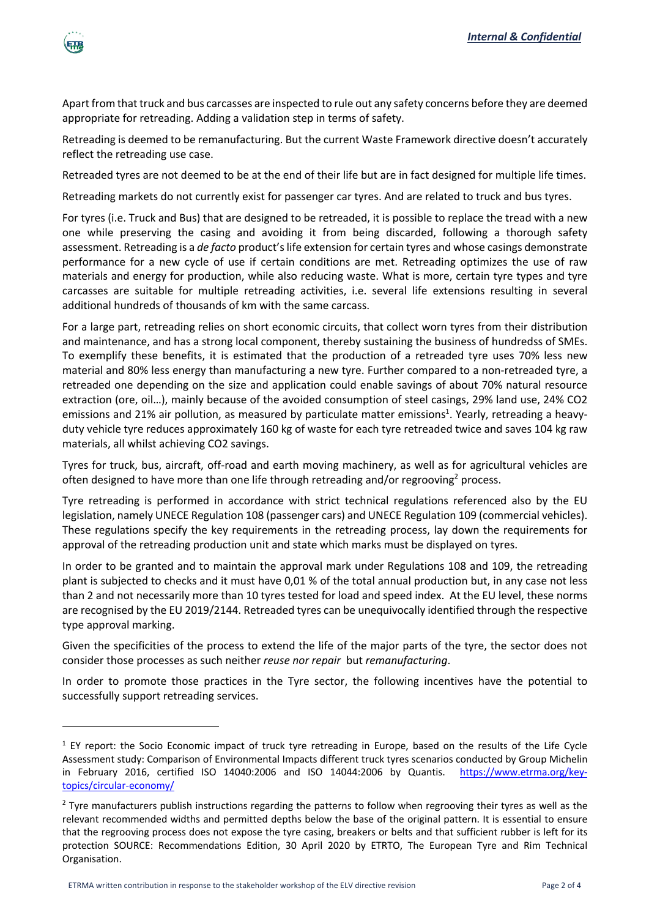Apart from that truck and bus carcasses are inspected to rule out any safety concerns before they are deemed appropriate for retreading. Adding a validation step in terms of safety.

Retreading is deemed to be remanufacturing. But the current Waste Framework directive doesn't accurately reflect the retreading use case.

Retreaded tyres are not deemed to be at the end of their life but are in fact designed for multiple life times.

Retreading markets do not currently exist for passenger car tyres. And are related to truck and bus tyres.

For tyres (i.e. Truck and Bus) that are designed to be retreaded, it is possible to replace the tread with a new one while preserving the casing and avoiding it from being discarded, following a thorough safety assessment. Retreading is a *de facto* product's life extension for certain tyres and whose casings demonstrate performance for a new cycle of use if certain conditions are met. Retreading optimizes the use of raw materials and energy for production, while also reducing waste. What is more, certain tyre types and tyre carcasses are suitable for multiple retreading activities, i.e. several life extensions resulting in several additional hundreds of thousands of km with the same carcass.

For a large part, retreading relies on short economic circuits, that collect worn tyres from their distribution and maintenance, and has a strong local component, thereby sustaining the business of hundredss of SMEs. To exemplify these benefits, it is estimated that the production of a retreaded tyre uses 70% less new material and 80% less energy than manufacturing a new tyre. Further compared to a non-retreaded tyre, a retreaded one depending on the size and application could enable savings of about 70% natural resource extraction (ore, oil…), mainly because of the avoided consumption of steel casings, 29% land use, 24% CO2 emissions and 21% air pollution, as measured by particulate matter emissions[1]. Yearly, retreading a heavy-duty vehicle tyre reduces approximately 160 kg of waste for each tyre retreaded twice and saves 104 kg raw materials, all whilst achieving CO2 savings.

Tyres for truck, bus, aircraft, off-road and earth moving machinery, as well as for agricultural vehicles are often designed to have more than one life through retreading and/or regrooving[2] process.

Tyre retreading is performed in accordance with strict technical regulations referenced also by the EU legislation, namely UNECE Regulation 108 (passenger cars) and UNECE Regulation 109 (commercial vehicles). These regulations specify the key requirements in the retreading process, lay down the requirements for approval of the retreading production unit and state which marks must be displayed on tyres.

In order to be granted and to maintain the approval mark under Regulations 108 and 109, the retreading plant is subjected to checks and it must have 0,01 % of the total annual production but, in any case not less than 2 and not necessarily more than 10 tyres tested for load and speed index. At the EU level, these norms are recognised by the EU 2019/2144. Retreaded tyres can be unequivocally identified through the respective type approval marking.

Given the specificities of the process to extend the life of the major parts of the tyre, the sector does not consider those processes as such neither *reuse nor repair* but *remanufacturing*.

In order to promote those practices in the Tyre sector, the following incentives have the potential to successfully support retreading services.

---

[1] EY report: the Socio Economic impact of truck tyre retreading in Europe, based on the results of the Life Cycle Assessment study: Comparison of Environmental Impacts different truck tyres scenarios conducted by Group Michelin in February 2016, certified ISO 14040:2006 and ISO 14044:2006 by Quantis. https://www.etrma.org/key-topics/circular-economy/

[2] Tyre manufacturers publish instructions regarding the patterns to follow when regrooving their tyres as well as the relevant recommended widths and permitted depths below the base of the original pattern. It is essential to ensure that the regrooving process does not expose the tyre casing, breakers or belts and that sufficient rubber is left for its protection SOURCE: Recommendations Edition, 30 April 2020 by ETRTO, The European Tyre and Rim Technical Organisation.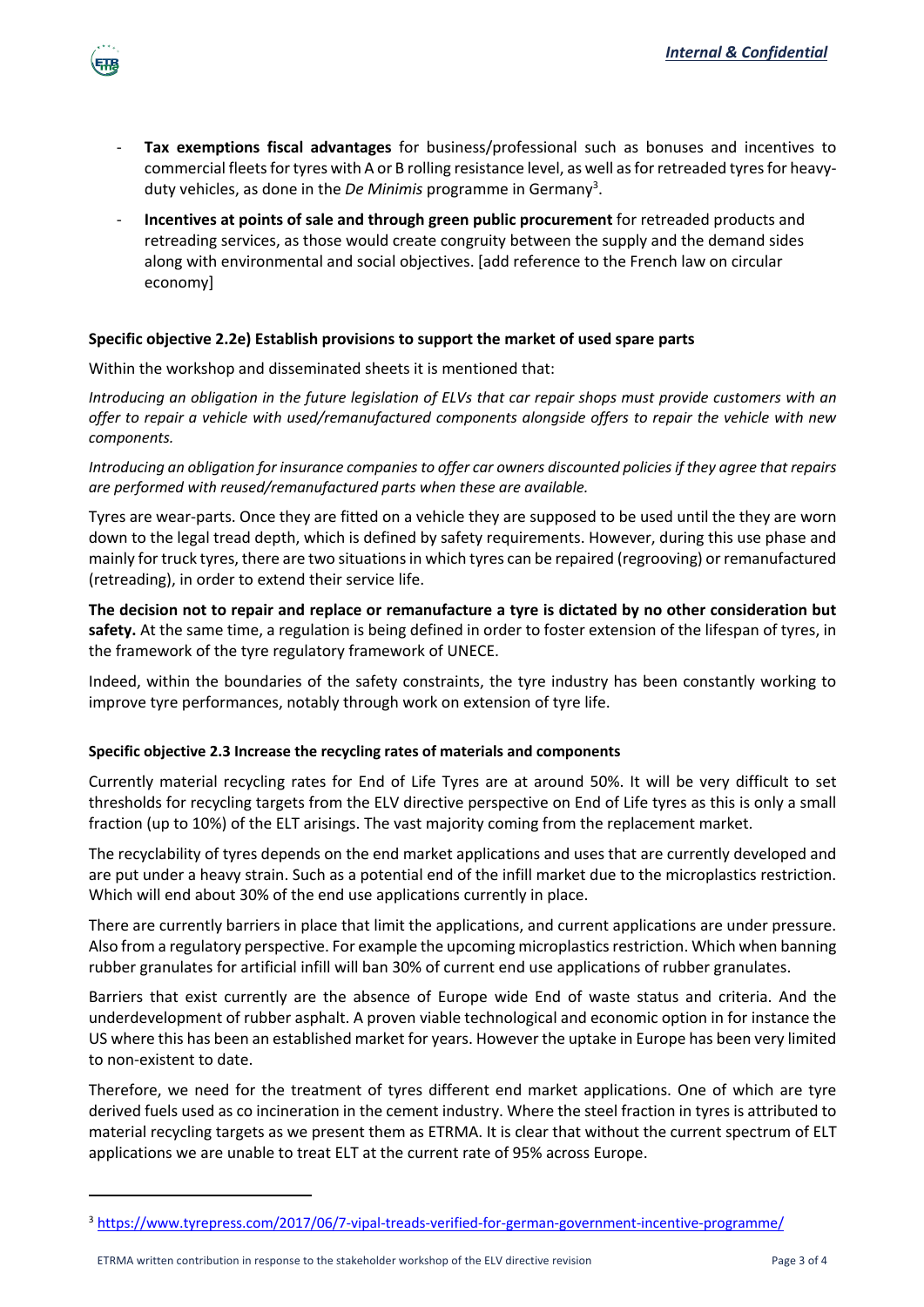- **Tax exemptions fiscal advantages** for business/professional such as bonuses and incentives to commercial fleets for tyres with A or B rolling resistance level, as well as for retreaded tyres for heavy-duty vehicles, as done in the *De Minimis* programme in Germany[3].
- **Incentives at points of sale and through green public procurement** for retreaded products and retreading services, as those would create congruity between the supply and the demand sides along with environmental and social objectives. [add reference to the French law on circular economy]

**Specific objective 2.2e) Establish provisions to support the market of used spare parts**

Within the workshop and disseminated sheets it is mentioned that:

*Introducing an obligation in the future legislation of ELVs that car repair shops must provide customers with an offer to repair a vehicle with used/remanufactured components alongside offers to repair the vehicle with new components.*

*Introducing an obligation for insurance companies to offer car owners discounted policies if they agree that repairs are performed with reused/remanufactured parts when these are available.*

Tyres are wear-parts. Once they are fitted on a vehicle they are supposed to be used until the they are worn down to the legal tread depth, which is defined by safety requirements. However, during this use phase and mainly for truck tyres, there are two situations in which tyres can be repaired (regrooving) or remanufactured (retreading), in order to extend their service life.

**The decision not to repair and replace or remanufacture a tyre is dictated by no other consideration but safety.** At the same time, a regulation is being defined in order to foster extension of the lifespan of tyres, in the framework of the tyre regulatory framework of UNECE.

Indeed, within the boundaries of the safety constraints, the tyre industry has been constantly working to improve tyre performances, notably through work on extension of tyre life.

**Specific objective 2.3 Increase the recycling rates of materials and components**

Currently material recycling rates for End of Life Tyres are at around 50%. It will be very difficult to set thresholds for recycling targets from the ELV directive perspective on End of Life tyres as this is only a small fraction (up to 10%) of the ELT arisings. The vast majority coming from the replacement market.

The recyclability of tyres depends on the end market applications and uses that are currently developed and are put under a heavy strain. Such as a potential end of the infill market due to the microplastics restriction. Which will end about 30% of the end use applications currently in place.

There are currently barriers in place that limit the applications, and current applications are under pressure. Also from a regulatory perspective. For example the upcoming microplastics restriction. Which when banning rubber granulates for artificial infill will ban 30% of current end use applications of rubber granulates.

Barriers that exist currently are the absence of Europe wide End of waste status and criteria. And the underdevelopment of rubber asphalt. A proven viable technological and economic option in for instance the US where this has been an established market for years. However the uptake in Europe has been very limited to non-existent to date.

Therefore, we need for the treatment of tyres different end market applications. One of which are tyre derived fuels used as co incineration in the cement industry. Where the steel fraction in tyres is attributed to material recycling targets as we present them as ETRMA. It is clear that without the current spectrum of ELT applications we are unable to treat ELT at the current rate of 95% across Europe.

---

[3] https://www.tyrepress.com/2017/06/7-vipal-treads-verified-for-german-government-incentive-programme/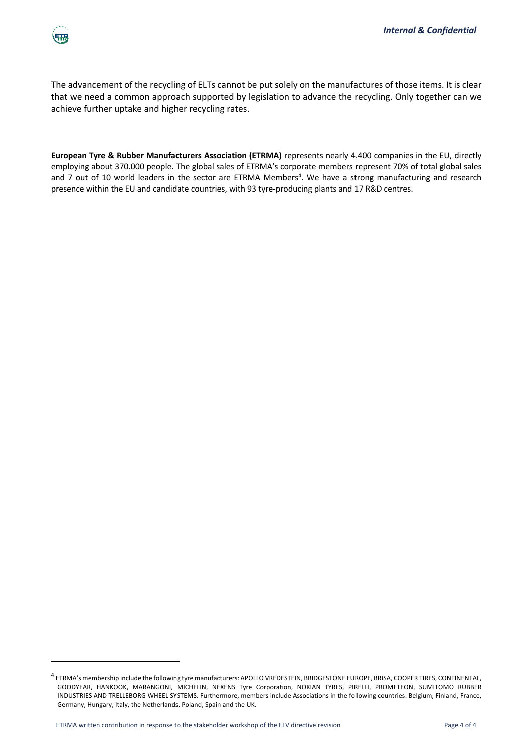The advancement of the recycling of ELTs cannot be put solely on the manufactures of those items. It is clear that we need a common approach supported by legislation to advance the recycling. Only together can we achieve further uptake and higher recycling rates.

**European Tyre & Rubber Manufacturers Association (ETRMA)** represents nearly 4.400 companies in the EU, directly employing about 370.000 people. The global sales of ETRMA's corporate members represent 70% of total global sales and 7 out of 10 world leaders in the sector are ETRMA Members[4]. We have a strong manufacturing and research presence within the EU and candidate countries, with 93 tyre-producing plants and 17 R&D centres.

---

[4] ETRMA's membership include the following tyre manufacturers: APOLLO VREDESTEIN, BRIDGESTONE EUROPE, BRISA, COOPER TIRES, CONTINENTAL, GOODYEAR, HANKOOK, MARANGONI, MICHELIN, NEXENS Tyre Corporation, NOKIAN TYRES, PIRELLI, PROMETEON, SUMITOMO RUBBER INDUSTRIES AND TRELLEBORG WHEEL SYSTEMS. Furthermore, members include Associations in the following countries: Belgium, Finland, France, Germany, Hungary, Italy, the Netherlands, Poland, Spain and the UK.